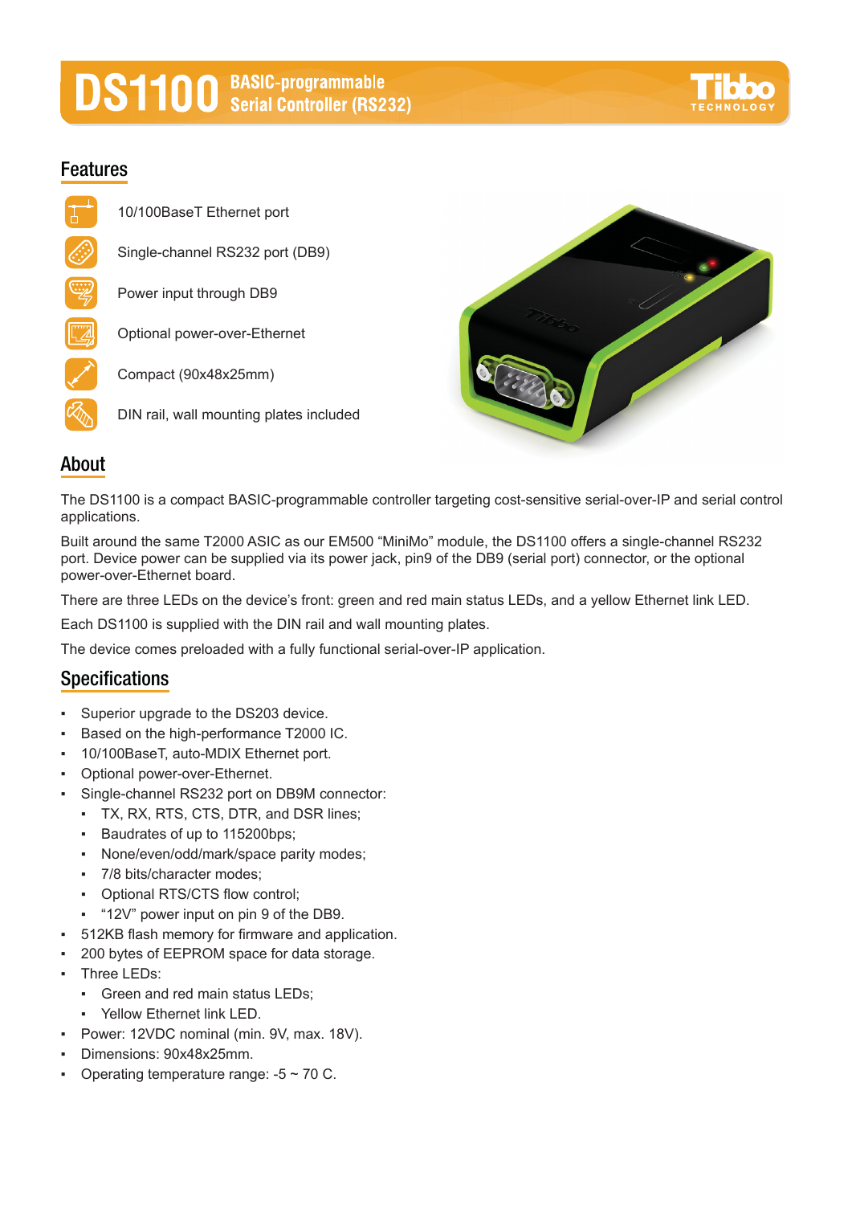# DS1100 BASIC-programmable Serial Controller (RS232)

## Features

- 10/100BaseT Ethernet port
- Single-channel RS232 port (DB9)
- Power input through DB9
- Optional power-over-Ethernet
- Compact (90x48x25mm)
- DIN rail, wall mounting plates included

## About

The DS1100 is a compact BASIC-programmable controller targeting cost-sensitive serial-over-IP and serial control applications.

Built around the same T2000 ASIC as our EM500 “MiniMo” module, the DS1100 offers a single-channel RS232 port. Device power can be supplied via its power jack, pin9 of the DB9 (serial port) connector, or the optional power-over-Ethernet board.

There are three LEDs on the device’s front: green and red main status LEDs, and a yellow Ethernet link LED.

Each DS1100 is supplied with the DIN rail and wall mounting plates.

The device comes preloaded with a fully functional serial-over-IP application.

## Specifications

- Superior upgrade to the DS203 device.
- Based on the high-performance T2000 IC.
- 10/100BaseT, auto-MDIX Ethernet port.
- Optional power-over-Ethernet.
- Single-channel RS232 port on DB9M connector:
  - TX, RX, RTS, CTS, DTR, and DSR lines;
  - Baudrates of up to 115200bps;
  - None/even/odd/mark/space parity modes;
  - 7/8 bits/character modes;
  - Optional RTS/CTS flow control;
  - “12V” power input on pin 9 of the DB9.
- 512KB flash memory for firmware and application.
- 200 bytes of EEPROM space for data storage.
- Three LEDs:
  - Green and red main status LEDs;
  - Yellow Ethernet link LED.
- Power: 12VDC nominal (min. 9V, max. 18V).
- Dimensions: 90x48x25mm.
- Operating temperature range: -5 ~ 70 C.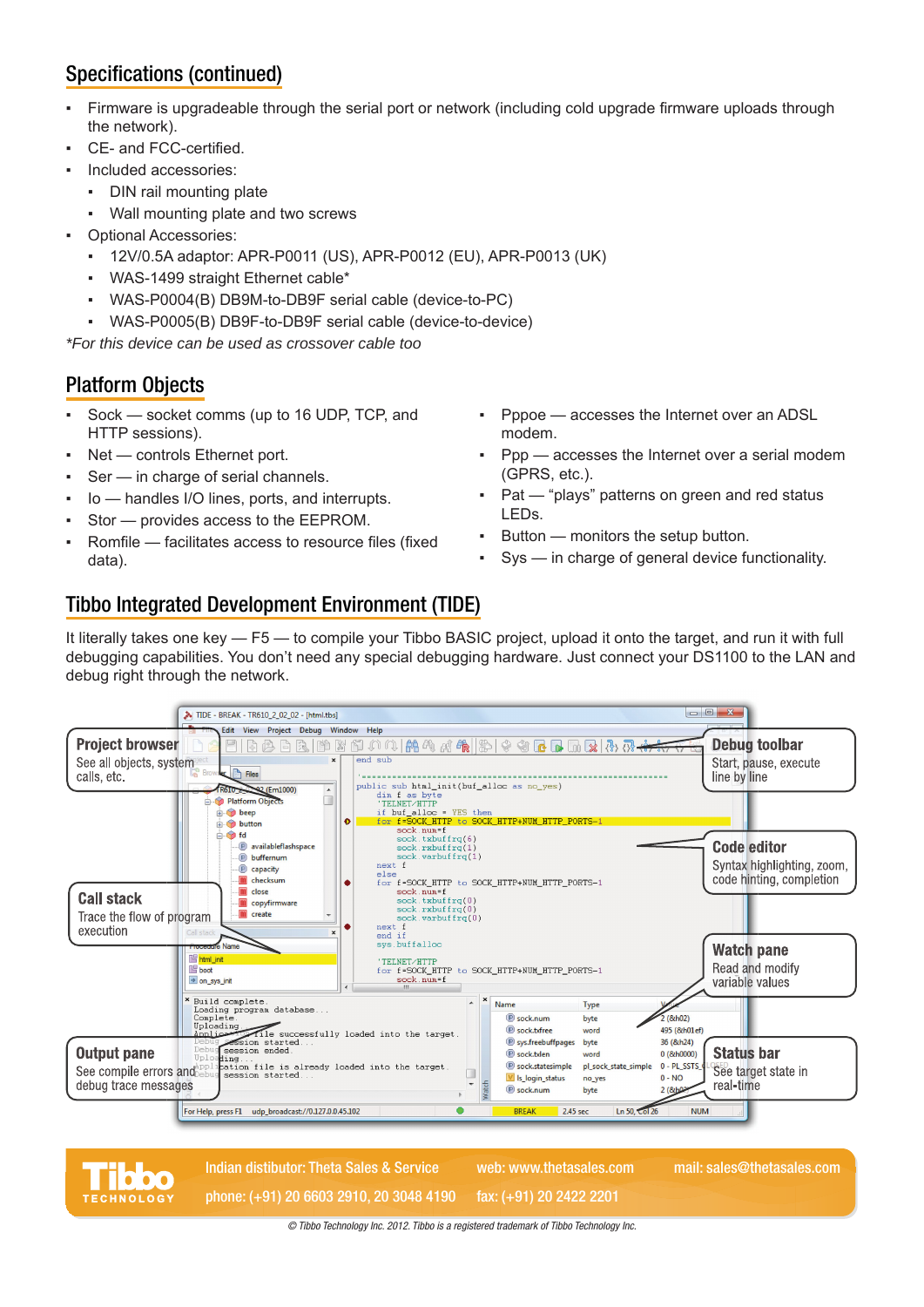## Specifications (continued)

- Firmware is upgradeable through the serial port or network (including cold upgrade firmware uploads through the network).
- CE- and FCC-certified.
- Included accessories:
  - DIN rail mounting plate
  - Wall mounting plate and two screws
- Optional Accessories:
  - 12V/0.5A adaptor: APR-P0011 (US), APR-P0012 (EU), APR-P0013 (UK)
  - WAS-1499 straight Ethernet cable*
  - WAS-P0004(B) DB9M-to-DB9F serial cable (device-to-PC)
  - WAS-P0005(B) DB9F-to-DB9F serial cable (device-to-device)

*\*For this device can be used as crossover cable too*

## Platform Objects

- Sock — socket comms (up to 16 UDP, TCP, and HTTP sessions).
- Net — controls Ethernet port.
- Ser — in charge of serial channels.
- Io — handles I/O lines, ports, and interrupts.
- Stor — provides access to the EEPROM.
- Romfile — facilitates access to resource files (fixed data).
- Pppoe — accesses the Internet over an ADSL modem.
- Ppp — accesses the Internet over a serial modem (GPRS, etc.).
- Pat — "plays" patterns on green and red status LEDs.
- Button — monitors the setup button.
- Sys — in charge of general device functionality.

## Tibbo Integrated Development Environment (TIDE)

It literally takes one key — F5 — to compile your Tibbo BASIC project, upload it onto the target, and run it with full debugging capabilities. You don't need any special debugging hardware. Just connect your DS1100 to the LAN and debug right through the network.

**Project browser**
See all objects, system calls, etc.

**Call stack**
Trace the flow of program execution

**Output pane**
See compile errors and debug trace messages

**Debug toolbar**
Start, pause, execute line by line

**Code editor**
Syntax highlighting, zoom, code hinting, completion

**Watch pane**
Read and modify variable values

**Status bar**
See target state in real-time

Indian distibutor: Theta Sales & Service
web: www.thetasales.com
mail: sales@thetasales.com
phone: (+91) 20 6603 2910, 20 3048 4190
fax: (+91) 20 2422 2201

© Tibbo Technology Inc. 2012. Tibbo is a registered trademark of Tibbo Technology Inc.